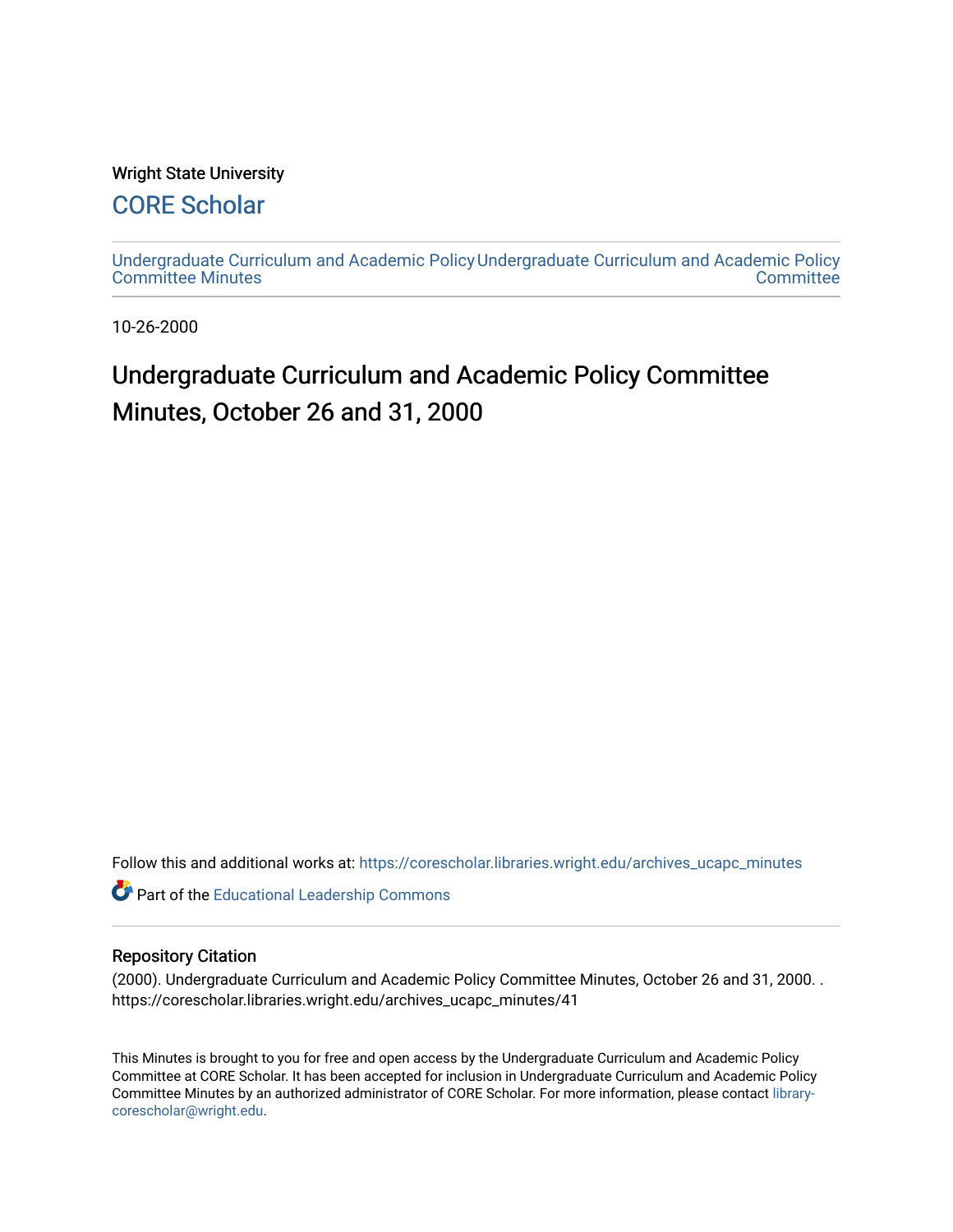Wright State University

## CORE Scholar

Undergraduate Curriculum and Academic Policy Committee Minutes | Undergraduate Curriculum and Academic Policy Committee

10-26-2000

# Undergraduate Curriculum and Academic Policy Committee Minutes, October 26 and 31, 2000

Follow this and additional works at: https://corescholar.libraries.wright.edu/archives_ucapc_minutes

Part of the Educational Leadership Commons

### Repository Citation

(2000). Undergraduate Curriculum and Academic Policy Committee Minutes, October 26 and 31, 2000. . https://corescholar.libraries.wright.edu/archives_ucapc_minutes/41

This Minutes is brought to you for free and open access by the Undergraduate Curriculum and Academic Policy Committee at CORE Scholar. It has been accepted for inclusion in Undergraduate Curriculum and Academic Policy Committee Minutes by an authorized administrator of CORE Scholar. For more information, please contact library-corescholar@wright.edu.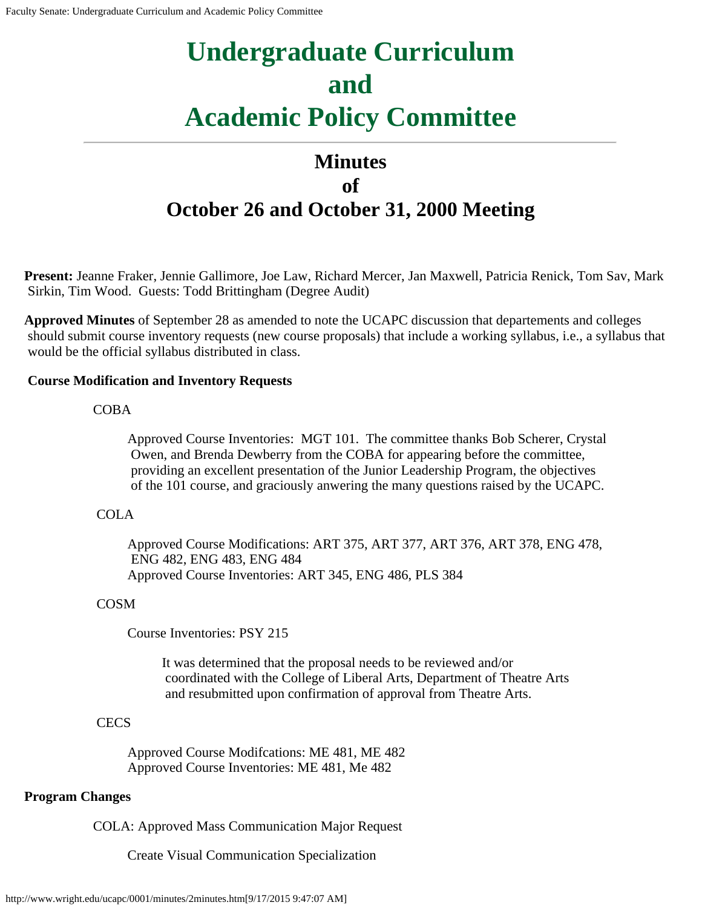# Undergraduate Curriculum and Academic Policy Committee

## Minutes of October 26 and October 31, 2000 Meeting

**Present:** Jeanne Fraker, Jennie Gallimore, Joe Law, Richard Mercer, Jan Maxwell, Patricia Renick, Tom Sav, Mark Sirkin, Tim Wood. Guests: Todd Brittingham (Degree Audit)

**Approved Minutes** of September 28 as amended to note the UCAPC discussion that departements and colleges should submit course inventory requests (new course proposals) that include a working syllabus, i.e., a syllabus that would be the official syllabus distributed in class.

**Course Modification and Inventory Requests**

COBA

Approved Course Inventories: MGT 101. The committee thanks Bob Scherer, Crystal Owen, and Brenda Dewberry from the COBA for appearing before the committee, providing an excellent presentation of the Junior Leadership Program, the objectives of the 101 course, and graciously anwering the many questions raised by the UCAPC.

COLA

Approved Course Modifications: ART 375, ART 377, ART 376, ART 378, ENG 478, ENG 482, ENG 483, ENG 484
Approved Course Inventories: ART 345, ENG 486, PLS 384

COSM

Course Inventories: PSY 215

It was determined that the proposal needs to be reviewed and/or coordinated with the College of Liberal Arts, Department of Theatre Arts and resubmitted upon confirmation of approval from Theatre Arts.

CECS

Approved Course Modifcations: ME 481, ME 482
Approved Course Inventories: ME 481, Me 482

**Program Changes**

COLA: Approved Mass Communication Major Request

Create Visual Communication Specialization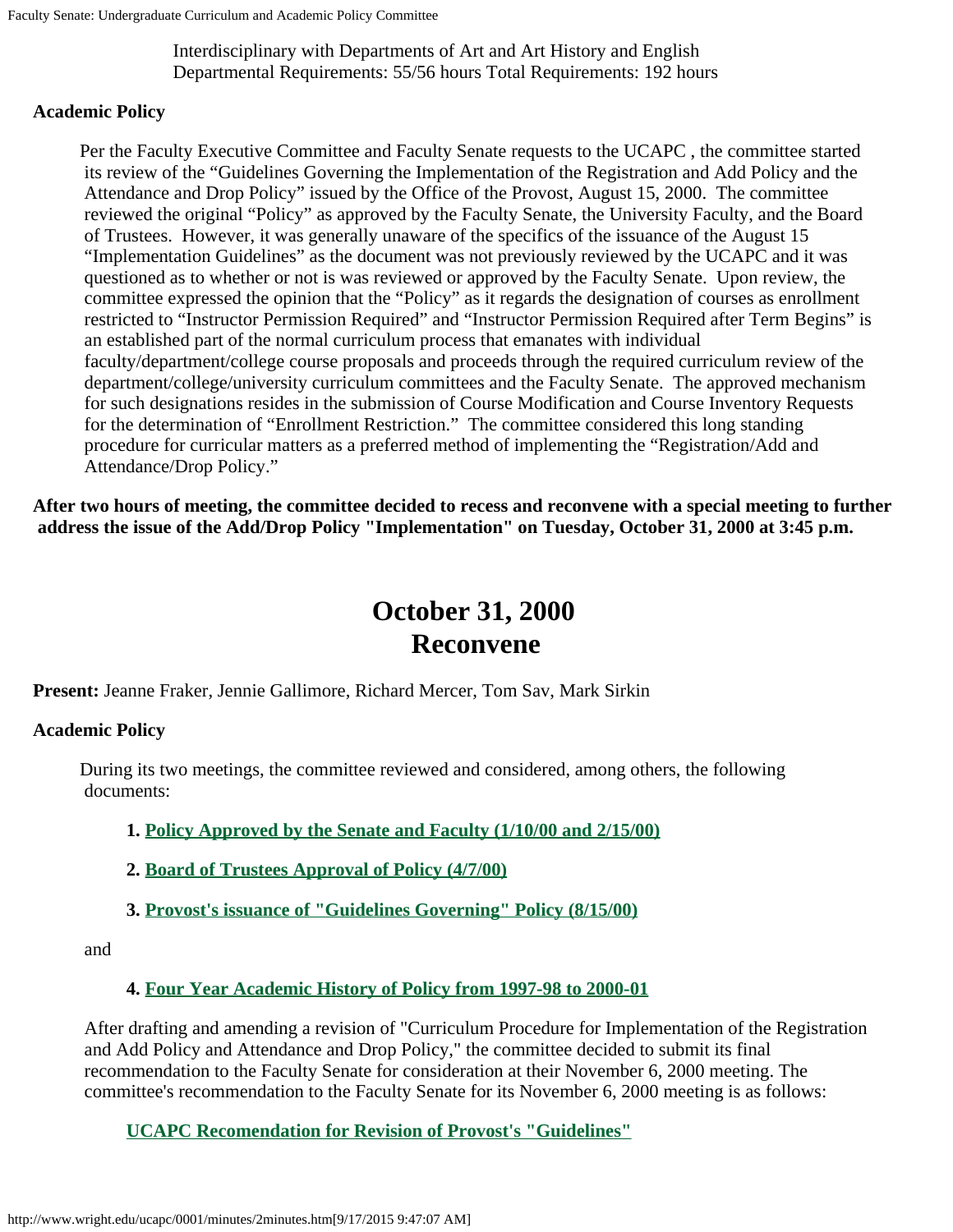Interdisciplinary with Departments of Art and Art History and English
Departmental Requirements: 55/56 hours Total Requirements: 192 hours

**Academic Policy**

Per the Faculty Executive Committee and Faculty Senate requests to the UCAPC , the committee started its review of the "Guidelines Governing the Implementation of the Registration and Add Policy and the Attendance and Drop Policy" issued by the Office of the Provost, August 15, 2000. The committee reviewed the original "Policy" as approved by the Faculty Senate, the University Faculty, and the Board of Trustees. However, it was generally unaware of the specifics of the issuance of the August 15 "Implementation Guidelines" as the document was not previously reviewed by the UCAPC and it was questioned as to whether or not is was reviewed or approved by the Faculty Senate. Upon review, the committee expressed the opinion that the "Policy" as it regards the designation of courses as enrollment restricted to "Instructor Permission Required" and "Instructor Permission Required after Term Begins" is an established part of the normal curriculum process that emanates with individual faculty/department/college course proposals and proceeds through the required curriculum review of the department/college/university curriculum committees and the Faculty Senate. The approved mechanism for such designations resides in the submission of Course Modification and Course Inventory Requests for the determination of "Enrollment Restriction." The committee considered this long standing procedure for curricular matters as a preferred method of implementing the "Registration/Add and Attendance/Drop Policy."

**After two hours of meeting, the committee decided to recess and reconvene with a special meeting to further address the issue of the Add/Drop Policy "Implementation" on Tuesday, October 31, 2000 at 3:45 p.m.**

# October 31, 2000
# Reconvene

**Present:** Jeanne Fraker, Jennie Gallimore, Richard Mercer, Tom Sav, Mark Sirkin

**Academic Policy**

During its two meetings, the committee reviewed and considered, among others, the following documents:

1. **Policy Approved by the Senate and Faculty (1/10/00 and 2/15/00)**
2. **Board of Trustees Approval of Policy (4/7/00)**
3. **Provost's issuance of "Guidelines Governing" Policy (8/15/00)**

and

4. **Four Year Academic History of Policy from 1997-98 to 2000-01**

After drafting and amending a revision of "Curriculum Procedure for Implementation of the Registration and Add Policy and Attendance and Drop Policy," the committee decided to submit its final recommendation to the Faculty Senate for consideration at their November 6, 2000 meeting. The committee's recommendation to the Faculty Senate for its November 6, 2000 meeting is as follows:

**UCAPC Recomendation for Revision of Provost's "Guidelines"**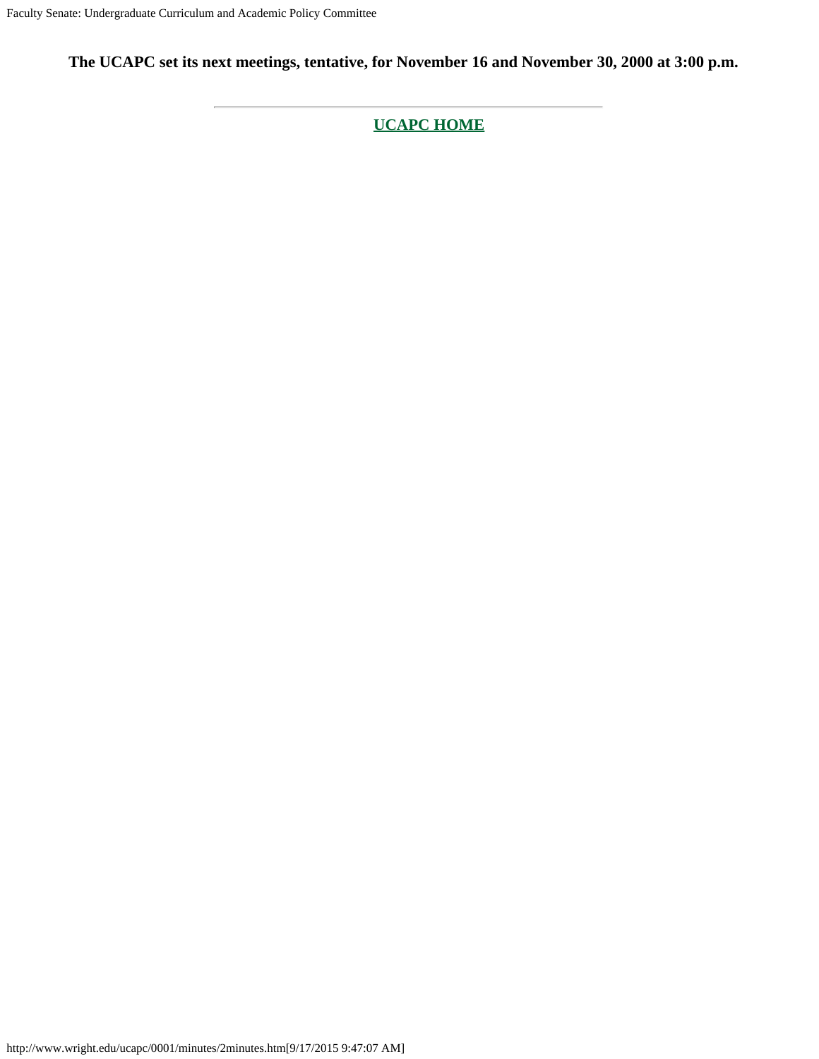**The UCAPC set its next meetings, tentative, for November 16 and November 30, 2000 at 3:00 p.m.**

---

**UCAPC HOME**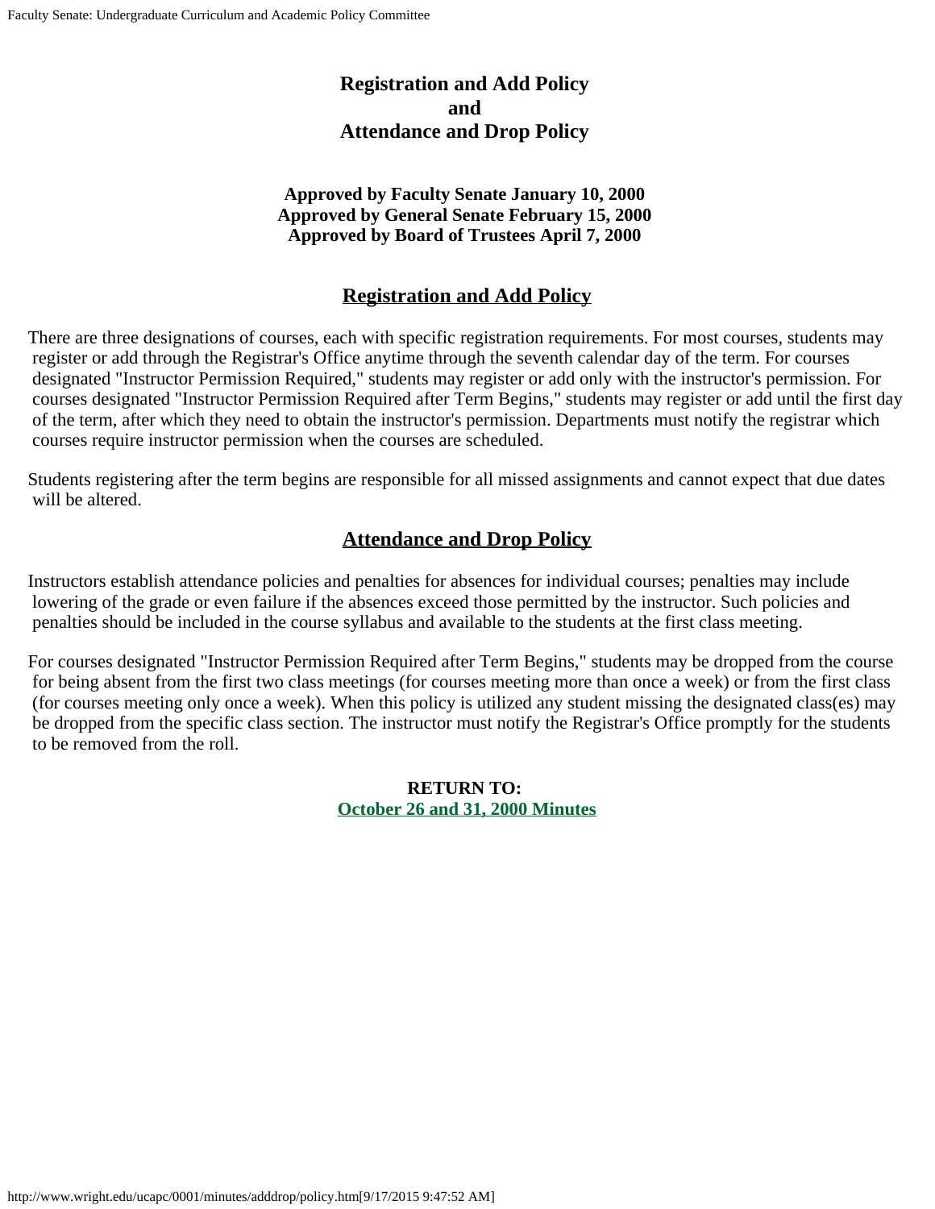# Registration and Add Policy
# and
# Attendance and Drop Policy

**Approved by Faculty Senate January 10, 2000**
**Approved by General Senate February 15, 2000**
**Approved by Board of Trustees April 7, 2000**

## Registration and Add Policy

There are three designations of courses, each with specific registration requirements. For most courses, students may register or add through the Registrar's Office anytime through the seventh calendar day of the term. For courses designated "Instructor Permission Required," students may register or add only with the instructor's permission. For courses designated "Instructor Permission Required after Term Begins," students may register or add until the first day of the term, after which they need to obtain the instructor's permission. Departments must notify the registrar which courses require instructor permission when the courses are scheduled.

Students registering after the term begins are responsible for all missed assignments and cannot expect that due dates will be altered.

## Attendance and Drop Policy

Instructors establish attendance policies and penalties for absences for individual courses; penalties may include lowering of the grade or even failure if the absences exceed those permitted by the instructor. Such policies and penalties should be included in the course syllabus and available to the students at the first class meeting.

For courses designated "Instructor Permission Required after Term Begins," students may be dropped from the course for being absent from the first two class meetings (for courses meeting more than once a week) or from the first class (for courses meeting only once a week). When this policy is utilized any student missing the designated class(es) may be dropped from the specific class section. The instructor must notify the Registrar's Office promptly for the students to be removed from the roll.

**RETURN TO:**
**October 26 and 31, 2000 Minutes**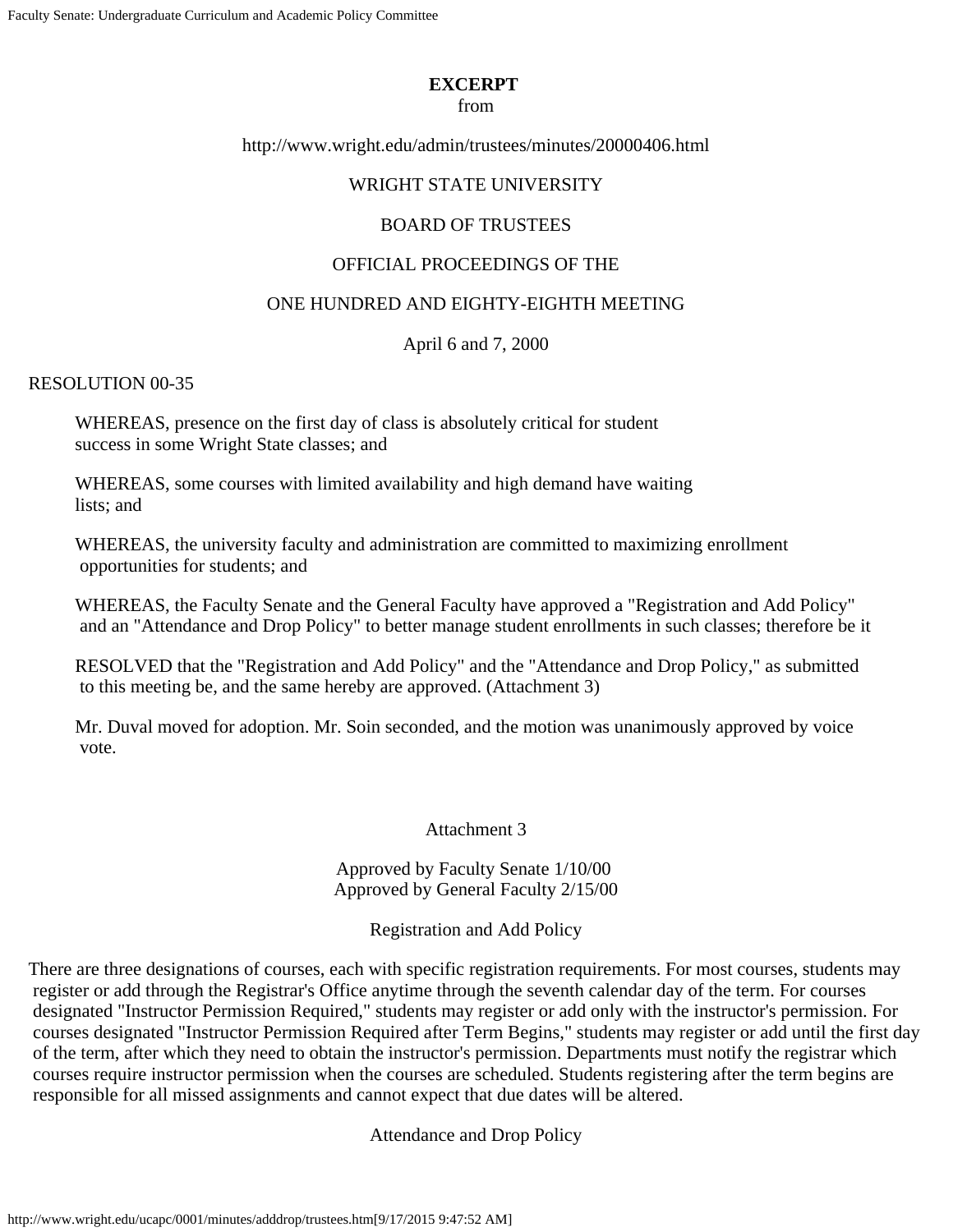**EXCERPT**
from

http://www.wright.edu/admin/trustees/minutes/20000406.html

WRIGHT STATE UNIVERSITY

BOARD OF TRUSTEES

OFFICIAL PROCEEDINGS OF THE

ONE HUNDRED AND EIGHTY-EIGHTH MEETING

April 6 and 7, 2000

RESOLUTION 00-35

WHEREAS, presence on the first day of class is absolutely critical for student success in some Wright State classes; and

WHEREAS, some courses with limited availability and high demand have waiting lists; and

WHEREAS, the university faculty and administration are committed to maximizing enrollment opportunities for students; and

WHEREAS, the Faculty Senate and the General Faculty have approved a "Registration and Add Policy" and an "Attendance and Drop Policy" to better manage student enrollments in such classes; therefore be it

RESOLVED that the "Registration and Add Policy" and the "Attendance and Drop Policy," as submitted to this meeting be, and the same hereby are approved. (Attachment 3)

Mr. Duval moved for adoption. Mr. Soin seconded, and the motion was unanimously approved by voice vote.

Attachment 3

Approved by Faculty Senate 1/10/00
Approved by General Faculty 2/15/00

Registration and Add Policy

There are three designations of courses, each with specific registration requirements. For most courses, students may register or add through the Registrar's Office anytime through the seventh calendar day of the term. For courses designated "Instructor Permission Required," students may register or add only with the instructor's permission. For courses designated "Instructor Permission Required after Term Begins," students may register or add until the first day of the term, after which they need to obtain the instructor's permission. Departments must notify the registrar which courses require instructor permission when the courses are scheduled. Students registering after the term begins are responsible for all missed assignments and cannot expect that due dates will be altered.

Attendance and Drop Policy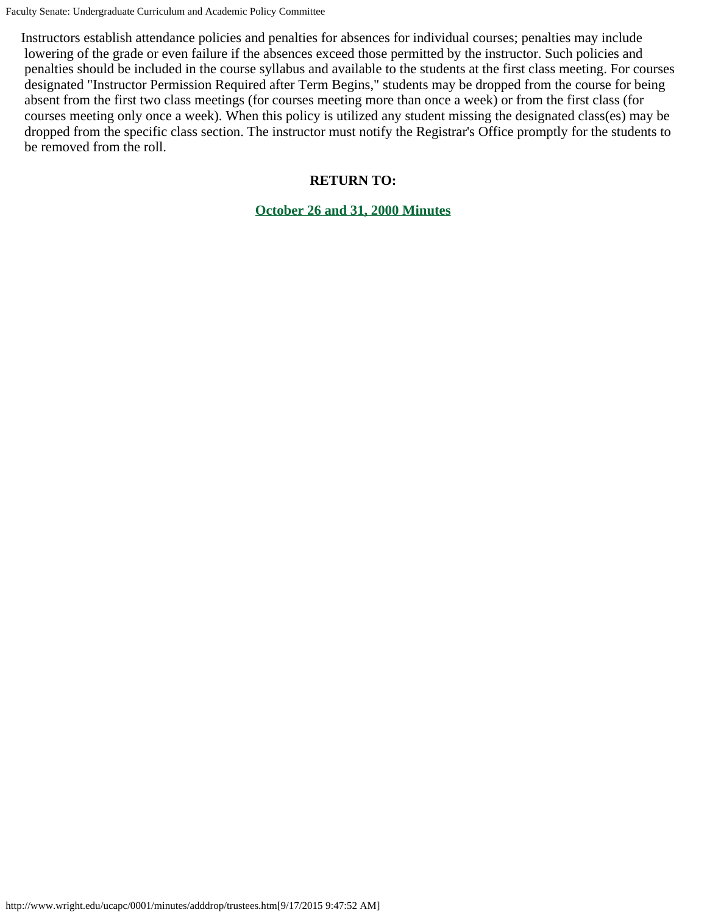Instructors establish attendance policies and penalties for absences for individual courses; penalties may include lowering of the grade or even failure if the absences exceed those permitted by the instructor. Such policies and penalties should be included in the course syllabus and available to the students at the first class meeting. For courses designated "Instructor Permission Required after Term Begins," students may be dropped from the course for being absent from the first two class meetings (for courses meeting more than once a week) or from the first class (for courses meeting only once a week). When this policy is utilized any student missing the designated class(es) may be dropped from the specific class section. The instructor must notify the Registrar's Office promptly for the students to be removed from the roll.

**RETURN TO:**

**October 26 and 31, 2000 Minutes**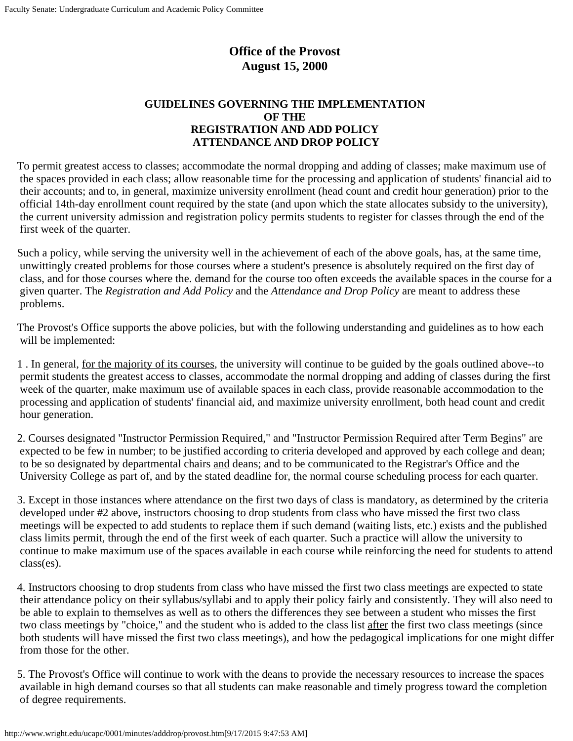## Office of the Provost
## August 15, 2000

### GUIDELINES GOVERNING THE IMPLEMENTATION OF THE REGISTRATION AND ADD POLICY ATTENDANCE AND DROP POLICY

To permit greatest access to classes; accommodate the normal dropping and adding of classes; make maximum use of the spaces provided in each class; allow reasonable time for the processing and application of students' financial aid to their accounts; and to, in general, maximize university enrollment (head count and credit hour generation) prior to the official 14th-day enrollment count required by the state (and upon which the state allocates subsidy to the university), the current university admission and registration policy permits students to register for classes through the end of the first week of the quarter.

Such a policy, while serving the university well in the achievement of each of the above goals, has, at the same time, unwittingly created problems for those courses where a student's presence is absolutely required on the first day of class, and for those courses where the. demand for the course too often exceeds the available spaces in the course for a given quarter. The *Registration and Add Policy* and the *Attendance and Drop Policy* are meant to address these problems.

The Provost's Office supports the above policies, but with the following understanding and guidelines as to how each will be implemented:

1 . In general, <u>for the majority of its courses</u>, the university will continue to be guided by the goals outlined above--to permit students the greatest access to classes, accommodate the normal dropping and adding of classes during the first week of the quarter, make maximum use of available spaces in each class, provide reasonable accommodation to the processing and application of students' financial aid, and maximize university enrollment, both head count and credit hour generation.

2. Courses designated "Instructor Permission Required," and "Instructor Permission Required after Term Begins" are expected to be few in number; to be justified according to criteria developed and approved by each college and dean; to be so designated by departmental chairs <u>and</u> deans; and to be communicated to the Registrar's Office and the University College as part of, and by the stated deadline for, the normal course scheduling process for each quarter.

3. Except in those instances where attendance on the first two days of class is mandatory, as determined by the criteria developed under #2 above, instructors choosing to drop students from class who have missed the first two class meetings will be expected to add students to replace them if such demand (waiting lists, etc.) exists and the published class limits permit, through the end of the first week of each quarter. Such a practice will allow the university to continue to make maximum use of the spaces available in each course while reinforcing the need for students to attend class(es).

4. Instructors choosing to drop students from class who have missed the first two class meetings are expected to state their attendance policy on their syllabus/syllabi and to apply their policy fairly and consistently. They will also need to be able to explain to themselves as well as to others the differences they see between a student who misses the first two class meetings by "choice," and the student who is added to the class list <u>after</u> the first two class meetings (since both students will have missed the first two class meetings), and how the pedagogical implications for one might differ from those for the other.

5. The Provost's Office will continue to work with the deans to provide the necessary resources to increase the spaces available in high demand courses so that all students can make reasonable and timely progress toward the completion of degree requirements.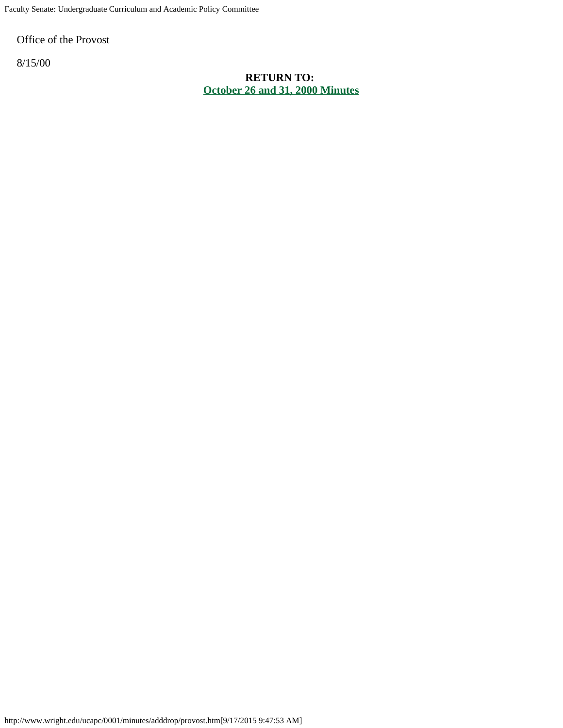Office of the Provost

8/15/00

**RETURN TO:**
**October 26 and 31, 2000 Minutes**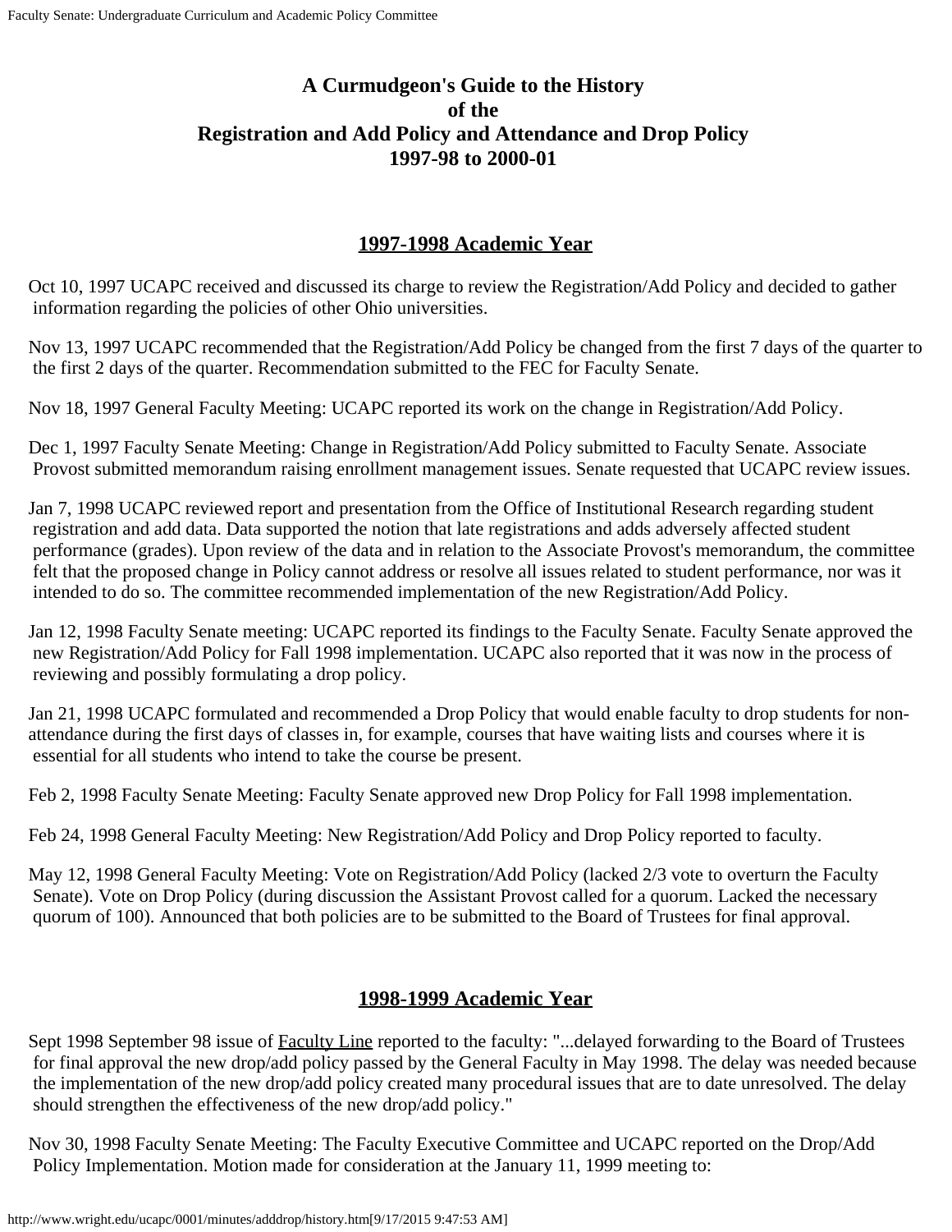# A Curmudgeon's Guide to the History of the Registration and Add Policy and Attendance and Drop Policy 1997-98 to 2000-01

## 1997-1998 Academic Year

Oct 10, 1997 UCAPC received and discussed its charge to review the Registration/Add Policy and decided to gather information regarding the policies of other Ohio universities.

Nov 13, 1997 UCAPC recommended that the Registration/Add Policy be changed from the first 7 days of the quarter to the first 2 days of the quarter. Recommendation submitted to the FEC for Faculty Senate.

Nov 18, 1997 General Faculty Meeting: UCAPC reported its work on the change in Registration/Add Policy.

Dec 1, 1997 Faculty Senate Meeting: Change in Registration/Add Policy submitted to Faculty Senate. Associate Provost submitted memorandum raising enrollment management issues. Senate requested that UCAPC review issues.

Jan 7, 1998 UCAPC reviewed report and presentation from the Office of Institutional Research regarding student registration and add data. Data supported the notion that late registrations and adds adversely affected student performance (grades). Upon review of the data and in relation to the Associate Provost's memorandum, the committee felt that the proposed change in Policy cannot address or resolve all issues related to student performance, nor was it intended to do so. The committee recommended implementation of the new Registration/Add Policy.

Jan 12, 1998 Faculty Senate meeting: UCAPC reported its findings to the Faculty Senate. Faculty Senate approved the new Registration/Add Policy for Fall 1998 implementation. UCAPC also reported that it was now in the process of reviewing and possibly formulating a drop policy.

Jan 21, 1998 UCAPC formulated and recommended a Drop Policy that would enable faculty to drop students for non-attendance during the first days of classes in, for example, courses that have waiting lists and courses where it is essential for all students who intend to take the course be present.

Feb 2, 1998 Faculty Senate Meeting: Faculty Senate approved new Drop Policy for Fall 1998 implementation.

Feb 24, 1998 General Faculty Meeting: New Registration/Add Policy and Drop Policy reported to faculty.

May 12, 1998 General Faculty Meeting: Vote on Registration/Add Policy (lacked 2/3 vote to overturn the Faculty Senate). Vote on Drop Policy (during discussion the Assistant Provost called for a quorum. Lacked the necessary quorum of 100). Announced that both policies are to be submitted to the Board of Trustees for final approval.

## 1998-1999 Academic Year

Sept 1998 September 98 issue of Faculty Line reported to the faculty: "...delayed forwarding to the Board of Trustees for final approval the new drop/add policy passed by the General Faculty in May 1998. The delay was needed because the implementation of the new drop/add policy created many procedural issues that are to date unresolved. The delay should strengthen the effectiveness of the new drop/add policy."

Nov 30, 1998 Faculty Senate Meeting: The Faculty Executive Committee and UCAPC reported on the Drop/Add Policy Implementation. Motion made for consideration at the January 11, 1999 meeting to: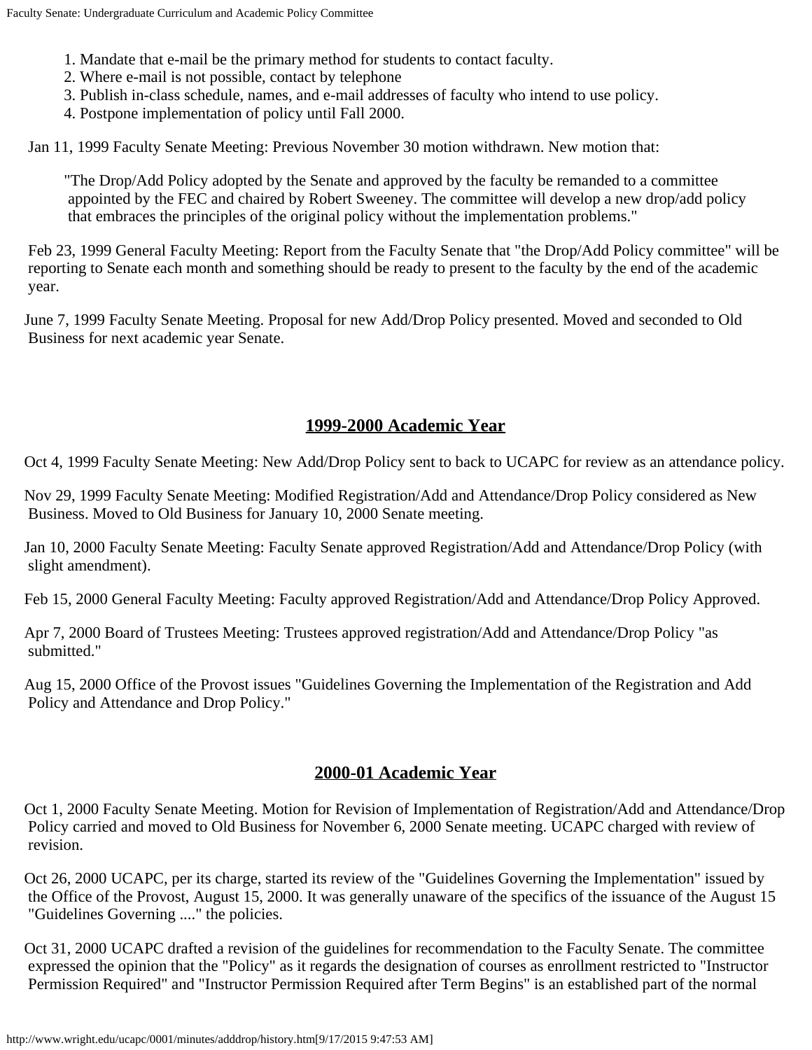1. Mandate that e-mail be the primary method for students to contact faculty.
2. Where e-mail is not possible, contact by telephone
3. Publish in-class schedule, names, and e-mail addresses of faculty who intend to use policy.
4. Postpone implementation of policy until Fall 2000.

Jan 11, 1999 Faculty Senate Meeting: Previous November 30 motion withdrawn. New motion that:

> "The Drop/Add Policy adopted by the Senate and approved by the faculty be remanded to a committee appointed by the FEC and chaired by Robert Sweeney. The committee will develop a new drop/add policy that embraces the principles of the original policy without the implementation problems."

Feb 23, 1999 General Faculty Meeting: Report from the Faculty Senate that "the Drop/Add Policy committee" will be reporting to Senate each month and something should be ready to present to the faculty by the end of the academic year.

June 7, 1999 Faculty Senate Meeting. Proposal for new Add/Drop Policy presented. Moved and seconded to Old Business for next academic year Senate.

## 1999-2000 Academic Year

Oct 4, 1999 Faculty Senate Meeting: New Add/Drop Policy sent to back to UCAPC for review as an attendance policy.

Nov 29, 1999 Faculty Senate Meeting: Modified Registration/Add and Attendance/Drop Policy considered as New Business. Moved to Old Business for January 10, 2000 Senate meeting.

Jan 10, 2000 Faculty Senate Meeting: Faculty Senate approved Registration/Add and Attendance/Drop Policy (with slight amendment).

Feb 15, 2000 General Faculty Meeting: Faculty approved Registration/Add and Attendance/Drop Policy Approved.

Apr 7, 2000 Board of Trustees Meeting: Trustees approved registration/Add and Attendance/Drop Policy "as submitted."

Aug 15, 2000 Office of the Provost issues "Guidelines Governing the Implementation of the Registration and Add Policy and Attendance and Drop Policy."

## 2000-01 Academic Year

Oct 1, 2000 Faculty Senate Meeting. Motion for Revision of Implementation of Registration/Add and Attendance/Drop Policy carried and moved to Old Business for November 6, 2000 Senate meeting. UCAPC charged with review of revision.

Oct 26, 2000 UCAPC, per its charge, started its review of the "Guidelines Governing the Implementation" issued by the Office of the Provost, August 15, 2000. It was generally unaware of the specifics of the issuance of the August 15 "Guidelines Governing ...." the policies.

Oct 31, 2000 UCAPC drafted a revision of the guidelines for recommendation to the Faculty Senate. The committee expressed the opinion that the "Policy" as it regards the designation of courses as enrollment restricted to "Instructor Permission Required" and "Instructor Permission Required after Term Begins" is an established part of the normal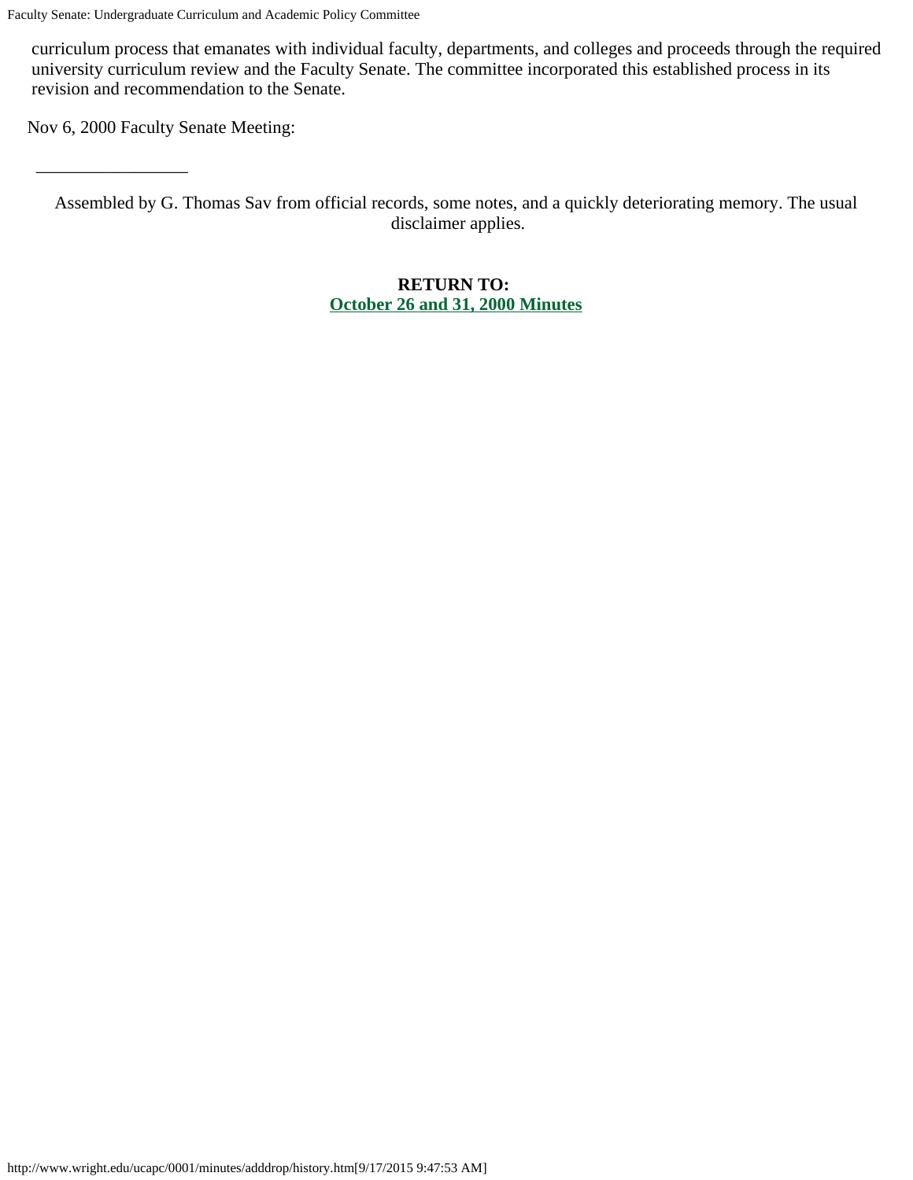curriculum process that emanates with individual faculty, departments, and colleges and proceeds through the required university curriculum review and the Faculty Senate. The committee incorporated this established process in its revision and recommendation to the Senate.

Nov 6, 2000 Faculty Senate Meeting:

---

Assembled by G. Thomas Sav from official records, some notes, and a quickly deteriorating memory. The usual disclaimer applies.

**RETURN TO:**
**October 26 and 31, 2000 Minutes**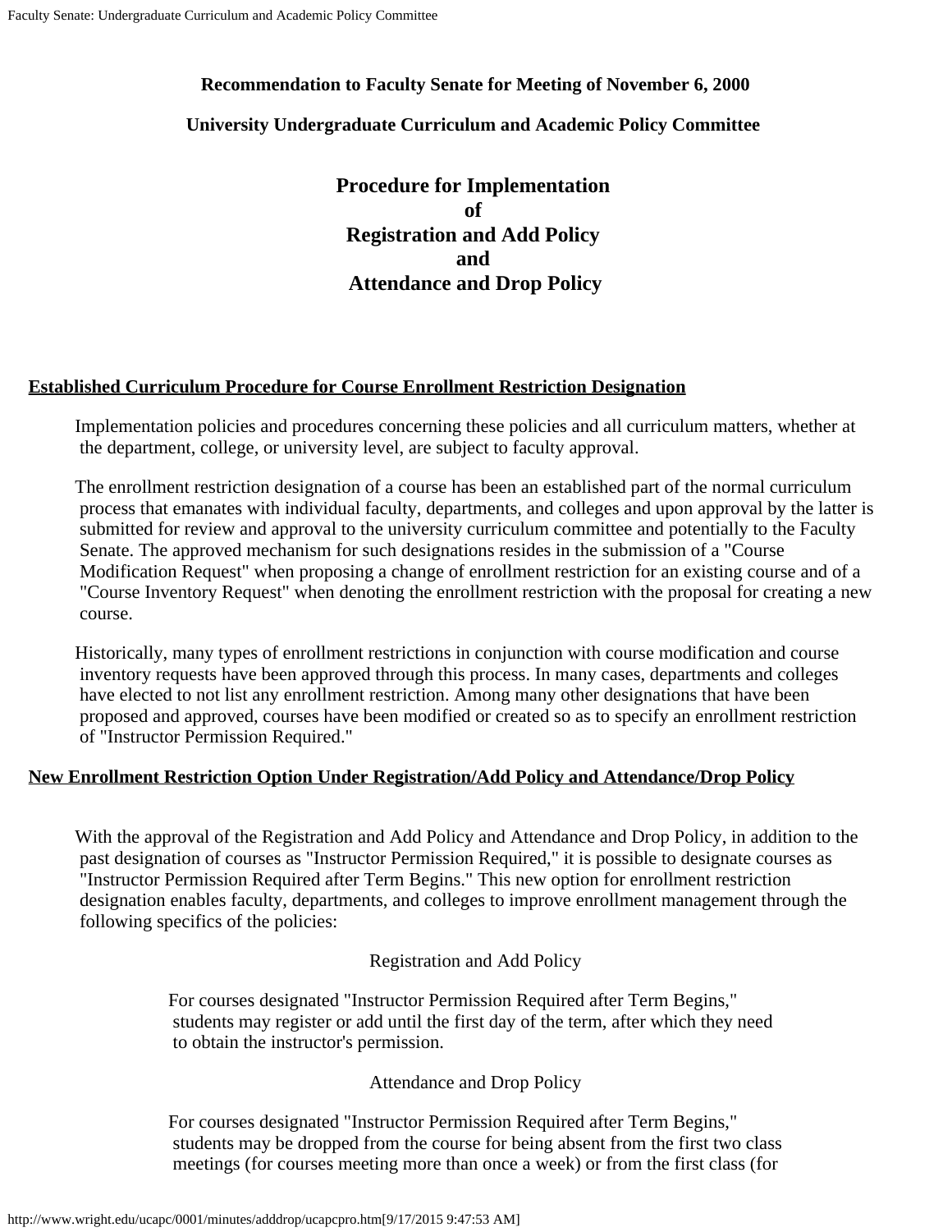**Recommendation to Faculty Senate for Meeting of November 6, 2000**

**University Undergraduate Curriculum and Academic Policy Committee**

# Procedure for Implementation of Registration and Add Policy and Attendance and Drop Policy

## Established Curriculum Procedure for Course Enrollment Restriction Designation

Implementation policies and procedures concerning these policies and all curriculum matters, whether at the department, college, or university level, are subject to faculty approval.

The enrollment restriction designation of a course has been an established part of the normal curriculum process that emanates with individual faculty, departments, and colleges and upon approval by the latter is submitted for review and approval to the university curriculum committee and potentially to the Faculty Senate. The approved mechanism for such designations resides in the submission of a "Course Modification Request" when proposing a change of enrollment restriction for an existing course and of a "Course Inventory Request" when denoting the enrollment restriction with the proposal for creating a new course.

Historically, many types of enrollment restrictions in conjunction with course modification and course inventory requests have been approved through this process. In many cases, departments and colleges have elected to not list any enrollment restriction. Among many other designations that have been proposed and approved, courses have been modified or created so as to specify an enrollment restriction of "Instructor Permission Required."

## New Enrollment Restriction Option Under Registration/Add Policy and Attendance/Drop Policy

With the approval of the Registration and Add Policy and Attendance and Drop Policy, in addition to the past designation of courses as "Instructor Permission Required," it is possible to designate courses as "Instructor Permission Required after Term Begins." This new option for enrollment restriction designation enables faculty, departments, and colleges to improve enrollment management through the following specifics of the policies:

Registration and Add Policy

> For courses designated "Instructor Permission Required after Term Begins," students may register or add until the first day of the term, after which they need to obtain the instructor's permission.

Attendance and Drop Policy

> For courses designated "Instructor Permission Required after Term Begins," students may be dropped from the course for being absent from the first two class meetings (for courses meeting more than once a week) or from the first class (for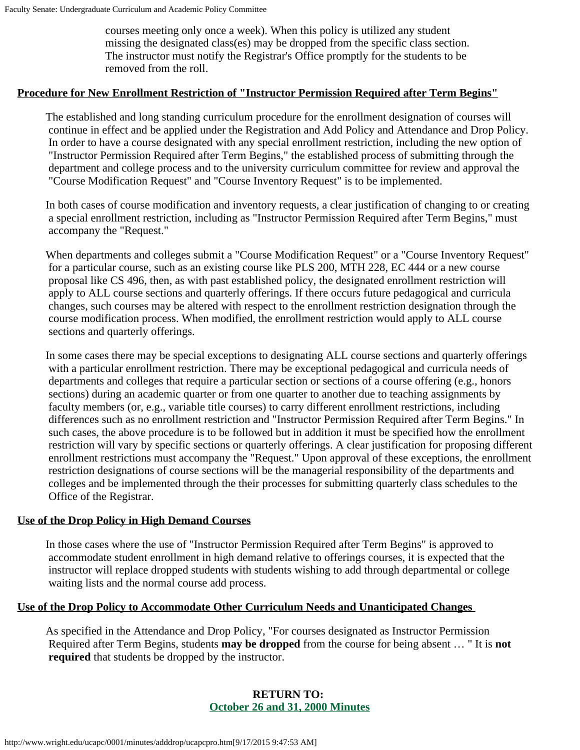courses meeting only once a week). When this policy is utilized any student missing the designated class(es) may be dropped from the specific class section. The instructor must notify the Registrar's Office promptly for the students to be removed from the roll.

## Procedure for New Enrollment Restriction of "Instructor Permission Required after Term Begins"

The established and long standing curriculum procedure for the enrollment designation of courses will continue in effect and be applied under the Registration and Add Policy and Attendance and Drop Policy. In order to have a course designated with any special enrollment restriction, including the new option of "Instructor Permission Required after Term Begins," the established process of submitting through the department and college process and to the university curriculum committee for review and approval the "Course Modification Request" and "Course Inventory Request" is to be implemented.

In both cases of course modification and inventory requests, a clear justification of changing to or creating a special enrollment restriction, including as "Instructor Permission Required after Term Begins," must accompany the "Request."

When departments and colleges submit a "Course Modification Request" or a "Course Inventory Request" for a particular course, such as an existing course like PLS 200, MTH 228, EC 444 or a new course proposal like CS 496, then, as with past established policy, the designated enrollment restriction will apply to ALL course sections and quarterly offerings. If there occurs future pedagogical and curricula changes, such courses may be altered with respect to the enrollment restriction designation through the course modification process. When modified, the enrollment restriction would apply to ALL course sections and quarterly offerings.

In some cases there may be special exceptions to designating ALL course sections and quarterly offerings with a particular enrollment restriction. There may be exceptional pedagogical and curricula needs of departments and colleges that require a particular section or sections of a course offering (e.g., honors sections) during an academic quarter or from one quarter to another due to teaching assignments by faculty members (or, e.g., variable title courses) to carry different enrollment restrictions, including differences such as no enrollment restriction and "Instructor Permission Required after Term Begins." In such cases, the above procedure is to be followed but in addition it must be specified how the enrollment restriction will vary by specific sections or quarterly offerings. A clear justification for proposing different enrollment restrictions must accompany the "Request." Upon approval of these exceptions, the enrollment restriction designations of course sections will be the managerial responsibility of the departments and colleges and be implemented through the their processes for submitting quarterly class schedules to the Office of the Registrar.

## Use of the Drop Policy in High Demand Courses

In those cases where the use of "Instructor Permission Required after Term Begins" is approved to accommodate student enrollment in high demand relative to offerings courses, it is expected that the instructor will replace dropped students with students wishing to add through departmental or college waiting lists and the normal course add process.

## Use of the Drop Policy to Accommodate Other Curriculum Needs and Unanticipated Changes

As specified in the Attendance and Drop Policy, "For courses designated as Instructor Permission Required after Term Begins, students **may be dropped** from the course for being absent … " It is **not required** that students be dropped by the instructor.

**RETURN TO:**
**October 26 and 31, 2000 Minutes**